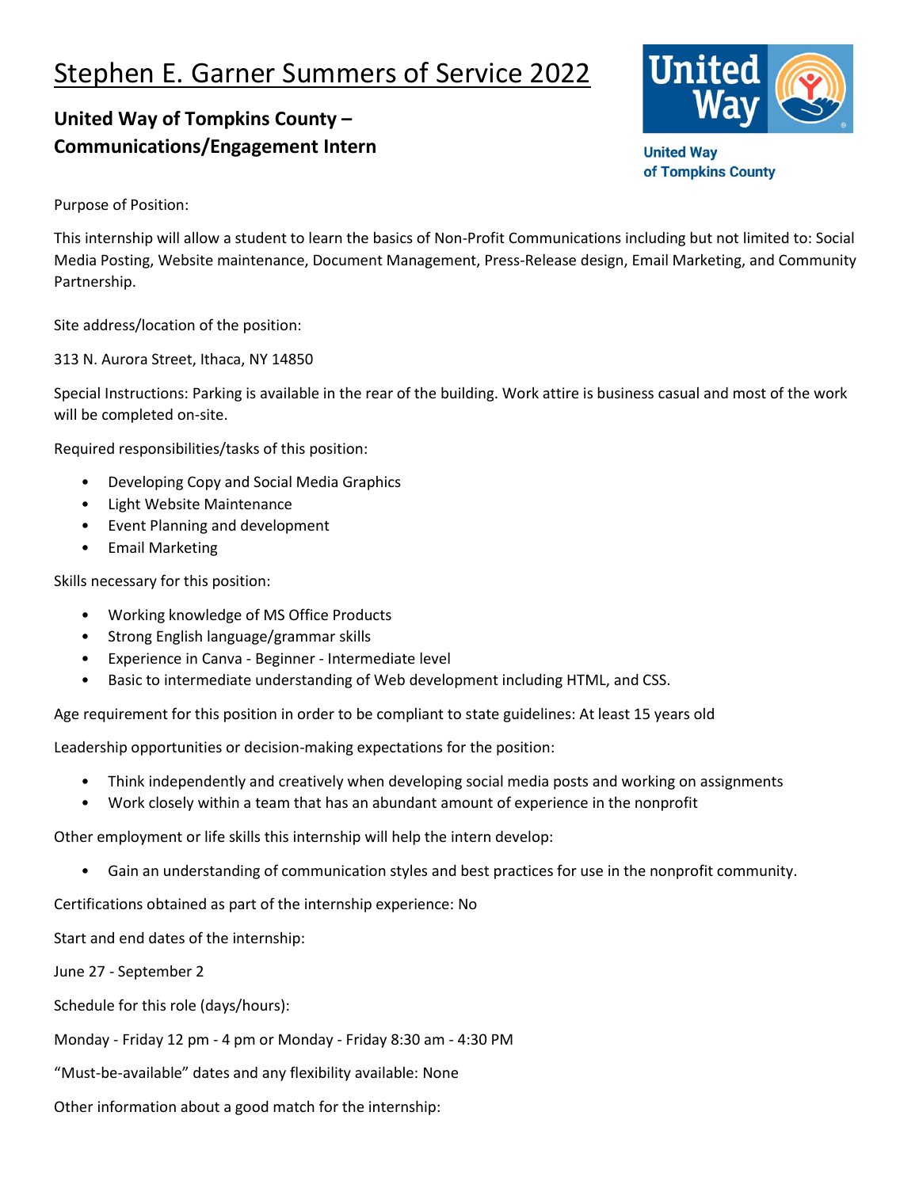# Stephen E. Garner Summers of Service 2022

## United Way of Tompkins County – Communications/Engagement Intern

United Way of Tompkins County

Purpose of Position:

This internship will allow a student to learn the basics of Non-Profit Communications including but not limited to: Social Media Posting, Website maintenance, Document Management, Press-Release design, Email Marketing, and Community Partnership.

Site address/location of the position:

313 N. Aurora Street, Ithaca, NY 14850

Special Instructions: Parking is available in the rear of the building. Work attire is business casual and most of the work will be completed on-site.

Required responsibilities/tasks of this position:

- Developing Copy and Social Media Graphics
- Light Website Maintenance
- Event Planning and development
- Email Marketing

Skills necessary for this position:

- Working knowledge of MS Office Products
- Strong English language/grammar skills
- Experience in Canva - Beginner - Intermediate level
- Basic to intermediate understanding of Web development including HTML, and CSS.

Age requirement for this position in order to be compliant to state guidelines: At least 15 years old

Leadership opportunities or decision-making expectations for the position:

- Think independently and creatively when developing social media posts and working on assignments
- Work closely within a team that has an abundant amount of experience in the nonprofit

Other employment or life skills this internship will help the intern develop:

- Gain an understanding of communication styles and best practices for use in the nonprofit community.

Certifications obtained as part of the internship experience: No

Start and end dates of the internship:

June 27 - September 2

Schedule for this role (days/hours):

Monday - Friday 12 pm - 4 pm or Monday - Friday 8:30 am - 4:30 PM

"Must-be-available" dates and any flexibility available: None

Other information about a good match for the internship: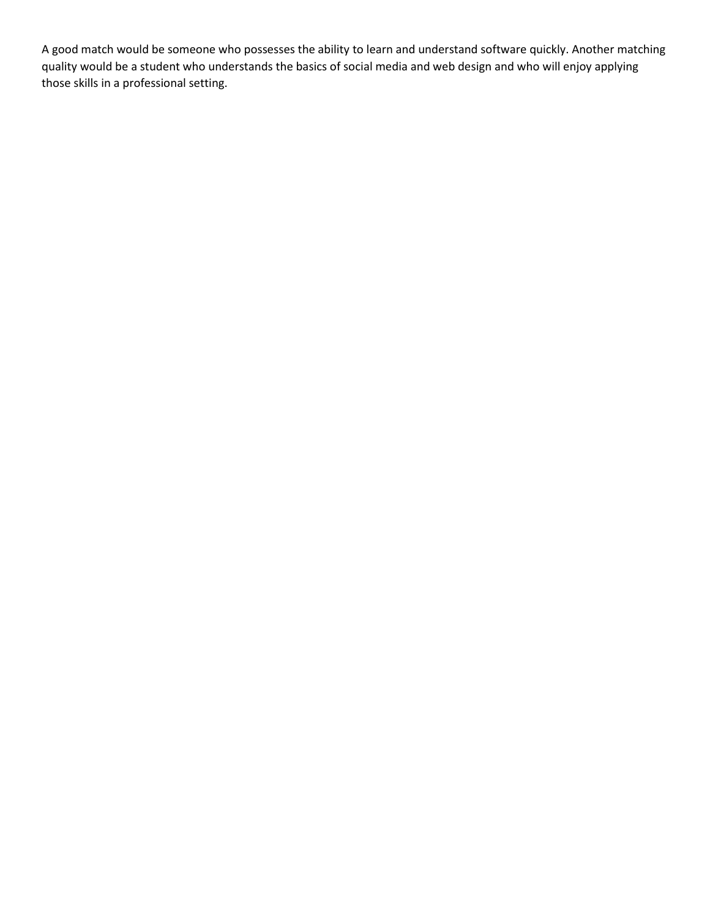A good match would be someone who possesses the ability to learn and understand software quickly. Another matching quality would be a student who understands the basics of social media and web design and who will enjoy applying those skills in a professional setting.